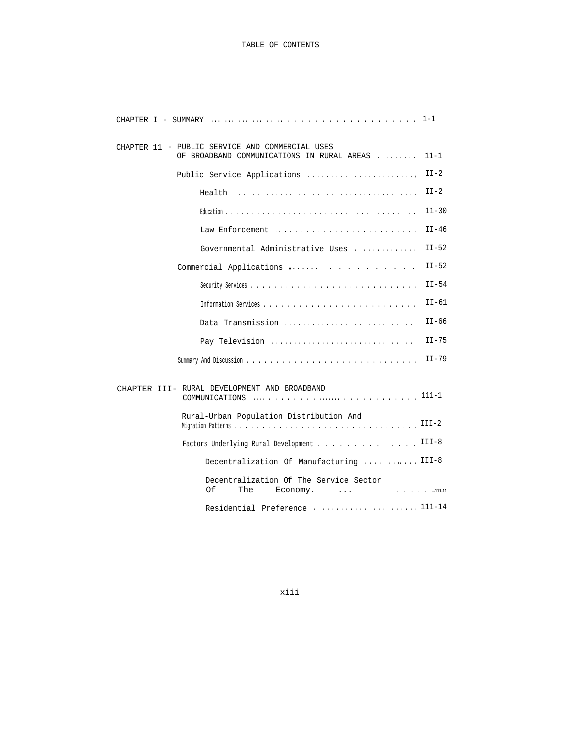# TABLE OF CONTENTS

CHAPTER I - SUMMARY .......................................... 1-1

CHAPTER 11 - PUBLIC SERVICE AND COMMERCIAL USES OF BROADBAND COMMUNICATIONS IN RURAL AREAS ......... 11-1

- Public Service Applications ........................ II-2
  - Health ........................................ II-2
  - Education ..................................... 11-30
  - Law Enforcement ............................... II-46
  - Governmental Administrative Uses .............. II-52
- Commercial Applications ............................ II-52
  - Security Services ............................. II-54
  - Information Services .......................... II-61
  - Data Transmission ............................. II-66
  - Pay Television ................................ II-75
- Summary And Discussion ............................. II-79

CHAPTER III- RURAL DEVELOPMENT AND BROADBAND COMMUNICATIONS ........................................ 111-1

- Rural-Urban Population Distribution And Migration Patterns ................................... III-2
- Factors Underlying Rural Development ............... III-8
  - Decentralization Of Manufacturing ............. III-8
  - Decentralization Of The Service Sector Of The Economy. ... ................................. 111-11
  - Residential Preference ........................ 111-14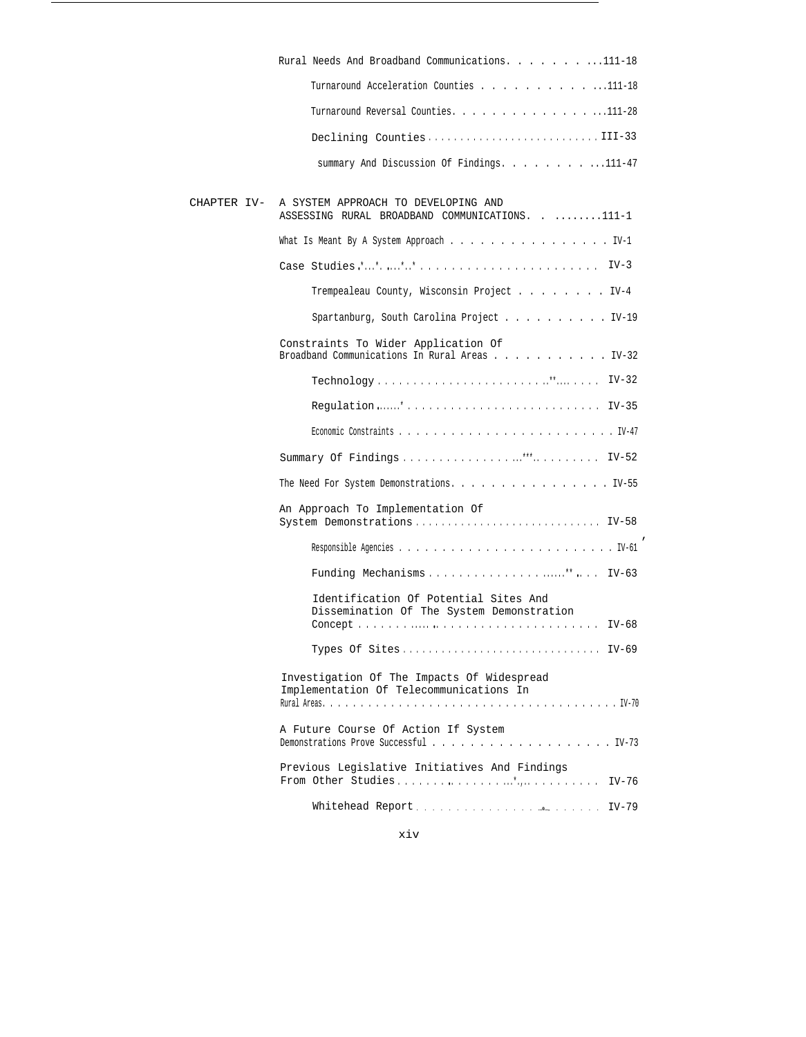Rural Needs And Broadband Communications . . . . . . . . . 111-18

- Turnaround Acceleration Counties . . . . . . . . . . . . 111-18
- Turnaround Reversal Counties . . . . . . . . . . . . . . . 111-28
- Declining Counties . . . . . . . . . . . . . . . . . . . . . . . III-33
- summary And Discussion Of Findings . . . . . . . . . . 111-47

CHAPTER IV- A SYSTEM APPROACH TO DEVELOPING AND ASSESSING RURAL BROADBAND COMMUNICATIONS . . . . . . . . . 111-1

What Is Meant By A System Approach . . . . . . . . . . . . . . . . IV-1

Case Studies . . . . . . . . . . . . . . . . . . . . . . . . IV-3

- Trempealeau County, Wisconsin Project . . . . . . . . IV-4
- Spartanburg, South Carolina Project . . . . . . . . . . IV-19

Constraints To Wider Application Of Broadband Communications In Rural Areas . . . . . . . . . . . IV-32

- Technology . . . . . . . . . . . . . . . . . . . . . . . . . IV-32
- Regulation . . . . . . . . . . . . . . . . . . . . . . . . . IV-35
- Economic Constraints . . . . . . . . . . . . . . . . . . . IV-47

Summary Of Findings . . . . . . . . . . . . . . . . . . . . IV-52

The Need For System Demonstrations . . . . . . . . . . . . . . . . IV-55

An Approach To Implementation Of System Demonstrations . . . . . . . . . . . . . . . . . . . IV-58

- Responsible Agencies . . . . . . . . . . . . . . . . . . . IV-61
- Funding Mechanisms . . . . . . . . . . . . . . . . . . . IV-63
- Identification Of Potential Sites And Dissemination Of The System Demonstration Concept . . . . . . . . . . . . . . . . . . . . . . . . IV-68
- Types Of Sites . . . . . . . . . . . . . . . . . . . . . . . IV-69

Investigation Of The Impacts Of Widespread Implementation Of Telecommunications In Rural Areas . . . . . . . . . . . . . . . . . . . . . . . . . IV-70

A Future Course Of Action If System Demonstrations Prove Successful . . . . . . . . . . . . . . . . . . . IV-73

Previous Legislative Initiatives And Findings From Other Studies . . . . . . . . . . . . . . . . . . . . IV-76

- Whitehead Report . . . . . . . . . . . . . . . . . . . . . IV-79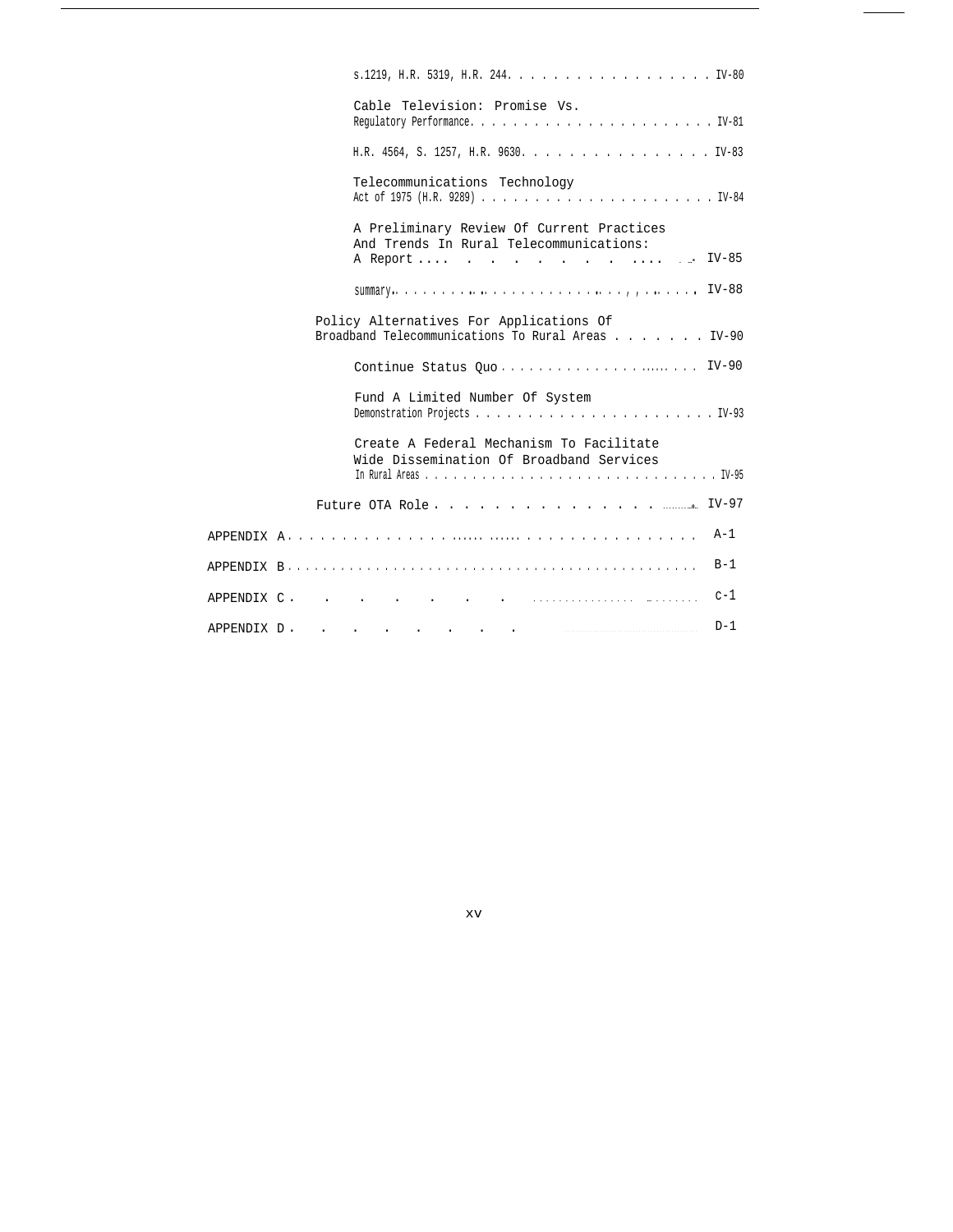s.1219, H.R. 5319, H.R. 244. . . . . . . . . . . . . . . . . . IV-80

Cable Television: Promise Vs. Regulatory Performance. . . . . . . . . . . . . . . . . . . . . . . IV-81

H.R. 4564, S. 1257, H.R. 9630. . . . . . . . . . . . . . . . . IV-83

Telecommunications Technology Act of 1975 (H.R. 9289) . . . . . . . . . . . . . . . . . . . . . . IV-84

A Preliminary Review Of Current Practices And Trends In Rural Telecommunications: A Report . . . . . . . . . . . . . . . . . . . IV-85

summary. . . . . . . . . . . . . . . . . . . . . . . . . . . . . . . IV-88

Policy Alternatives For Applications Of Broadband Telecommunications To Rural Areas . . . . . . . IV-90

Continue Status Quo . . . . . . . . . . . . . . . . . . . . . . . . IV-90

Fund A Limited Number Of System Demonstration Projects . . . . . . . . . . . . . . . . . . . . . . . IV-93

Create A Federal Mechanism To Facilitate Wide Dissemination Of Broadband Services In Rural Areas . . . . . . . . . . . . . . . . . . . . . . . . . . . . . . . IV-95

Future OTA Role . . . . . . . . . . . . . . . . . . . . . IV-97

APPENDIX A. . . . . . . . . . . . . . . . . . . . . . . . . . . . . . . . . . . . . . A-1

APPENDIX B. . . . . . . . . . . . . . . . . . . . . . . . . . . . . . . . . . . . . . B-1

APPENDIX C . . . . . . . . . . . . . . . . . . . . . . . . . . . . . . . . . . . . . C-1

APPENDIX D . . . . . . . . . . . . . . . . . . . . . . . . . . . . . . . . . . . . . D-1